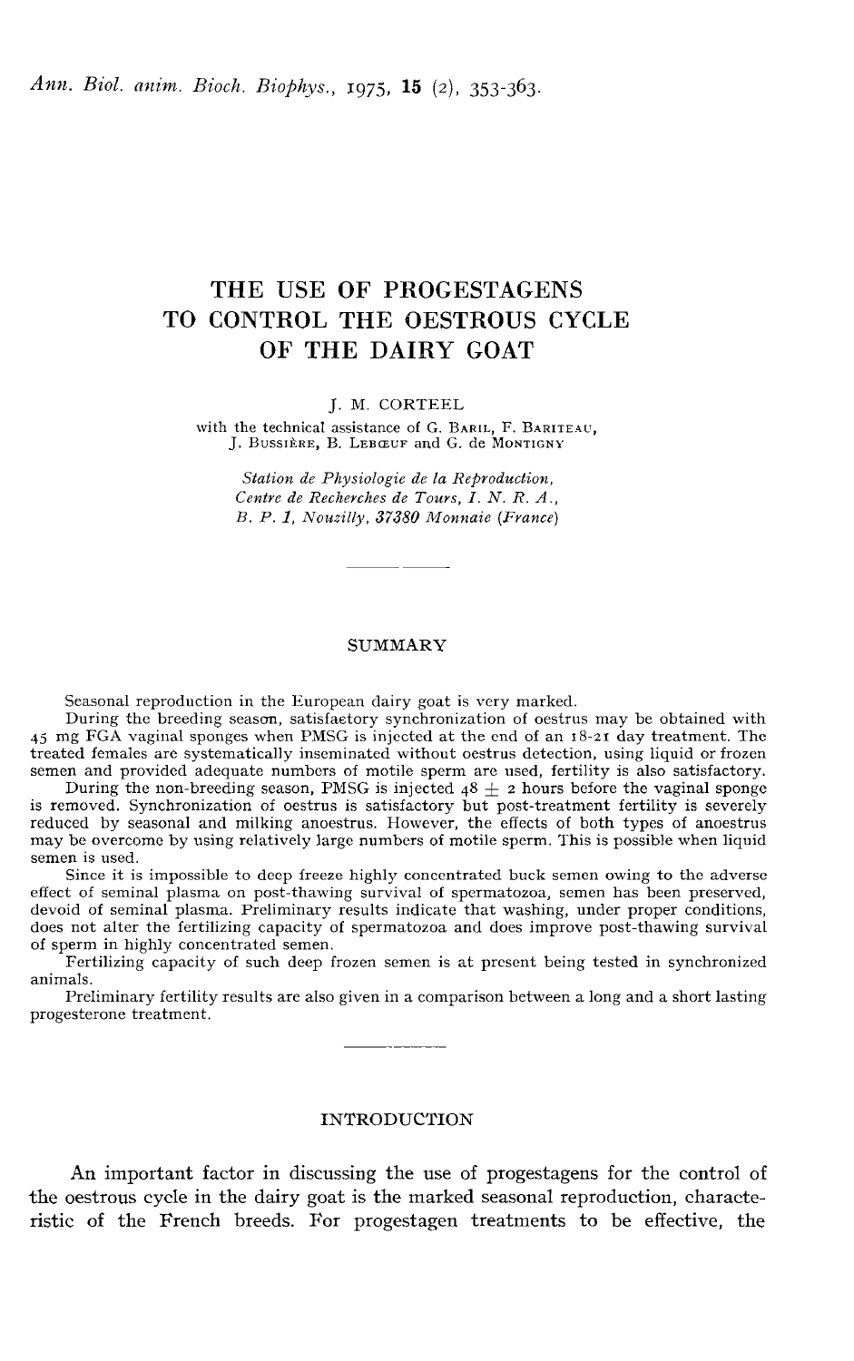# THE USE OF PROGESTAGENS TO CONTROL THE OESTROUS CYCLE OF THE DAIRY GOAT

J. M. CORTEEL

with the technical assistance of G. BARIL, F. BARITEAU, J. BUSSIÈRE, B. LEBŒUF and G. de MONTIGNY

*Station de Physiologie de la Reproduction, Centre de Recherches de Tours, I. N. R. A., B. P. 1, Nouzilly, 37380 Monnaie (France)*

## SUMMARY

Seasonal reproduction in the European dairy goat is very marked.

During the breeding season, satisfactory synchronization of oestrus may be obtained with 45 mg FGA vaginal sponges when PMSG is injected at the end of an 18-21 day treatment. The treated females are systematically inseminated without oestrus detection, using liquid or frozen semen and provided adequate numbers of motile sperm are used, fertility is also satisfactory.

During the non-breeding season, PMSG is injected 48 ± 2 hours before the vaginal sponge is removed. Synchronization of oestrus is satisfactory but post-treatment fertility is severely reduced by seasonal and milking anoestrus. However, the effects of both types of anoestrus may be overcome by using relatively large numbers of motile sperm. This is possible when liquid semen is used.

Since it is impossible to deep freeze highly concentrated buck semen owing to the adverse effect of seminal plasma on post-thawing survival of spermatozoa, semen has been preserved, devoid of seminal plasma. Preliminary results indicate that washing, under proper conditions, does not alter the fertilizing capacity of spermatozoa and does improve post-thawing survival of sperm in highly concentrated semen.

Fertilizing capacity of such deep frozen semen is at present being tested in synchronized animals.

Preliminary fertility results are also given in a comparison between a long and a short lasting progesterone treatment.

## INTRODUCTION

An important factor in discussing the use of progestagens for the control of the oestrous cycle in the dairy goat is the marked seasonal reproduction, characteristic of the French breeds. For progestagen treatments to be effective, the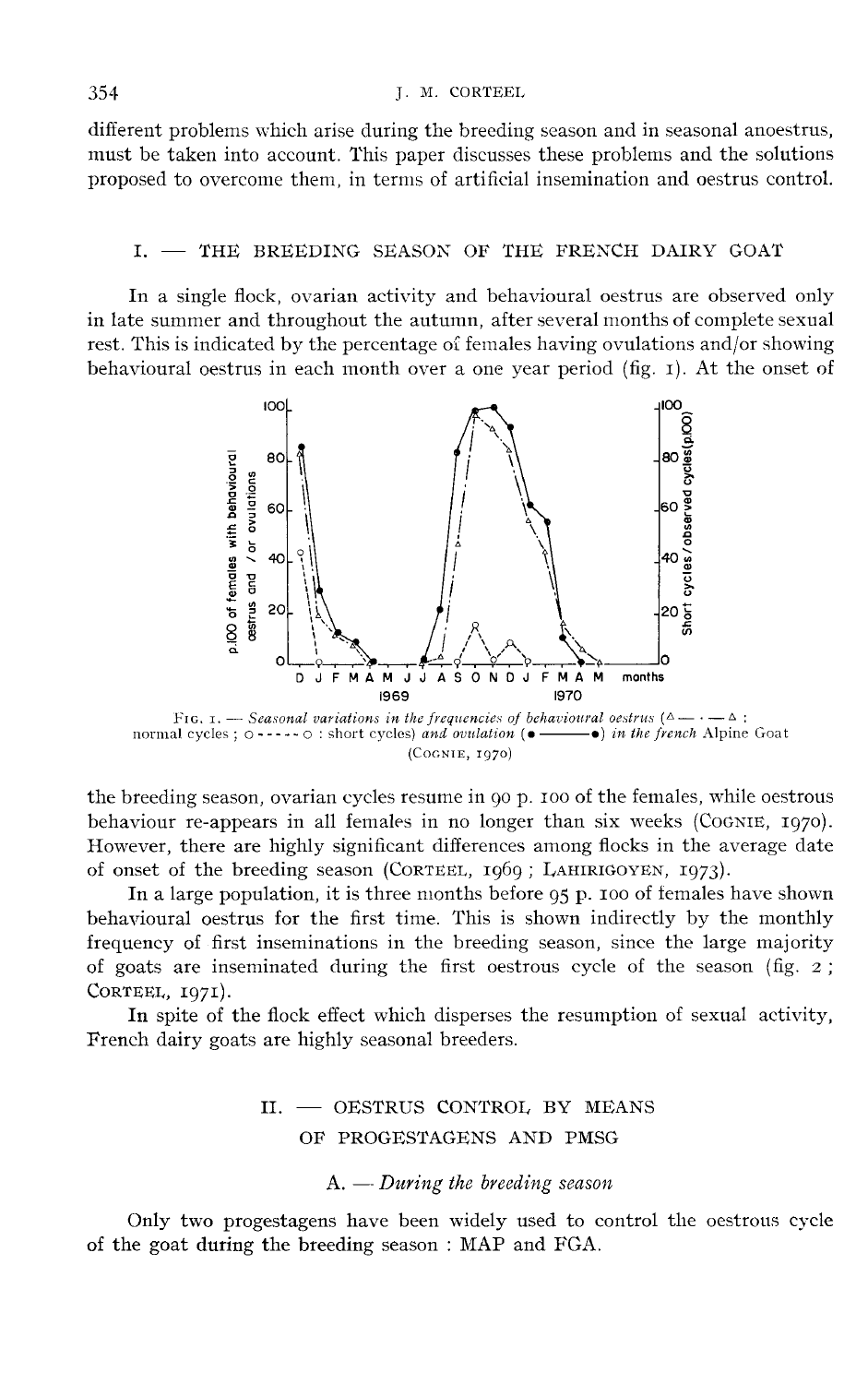different problems which arise during the breeding season and in seasonal anoestrus, must be taken into account. This paper discusses these problems and the solutions proposed to overcome them, in terms of artificial insemination and oestrus control.

## I. — THE BREEDING SEASON OF THE FRENCH DAIRY GOAT

In a single flock, ovarian activity and behavioural oestrus are observed only in late summer and throughout the autumn, after several months of complete sexual rest. This is indicated by the percentage of females having ovulations and/or showing behavioural oestrus in each month over a one year period (fig. 1). At the onset of

FIG. 1. — *Seasonal variations in the frequencies of behavioural oestrus (△—·—△ : normal cycles ; ○-----○ : short cycles) and ovulation (●———●) in the french* Alpine Goat (COGNIE, 1970)

the breeding season, ovarian cycles resume in 90 p. 100 of the females, while oestrous behaviour re-appears in all females in no longer than six weeks (COGNIE, 1970). However, there are highly significant differences among flocks in the average date of onset of the breeding season (CORTEEL, 1969 ; LAHIRIGOYEN, 1973).

In a large population, it is three months before 95 p. 100 of females have shown behavioural oestrus for the first time. This is shown indirectly by the monthly frequency of first inseminations in the breeding season, since the large majority of goats are inseminated during the first oestrous cycle of the season (fig. 2 ; CORTEEL, 1971).

In spite of the flock effect which disperses the resumption of sexual activity, French dairy goats are highly seasonal breeders.

## II. — OESTRUS CONTROL BY MEANS OF PROGESTAGENS AND PMSG

### A. — *During the breeding season*

Only two progestagens have been widely used to control the oestrous cycle of the goat during the breeding season : MAP and FGA.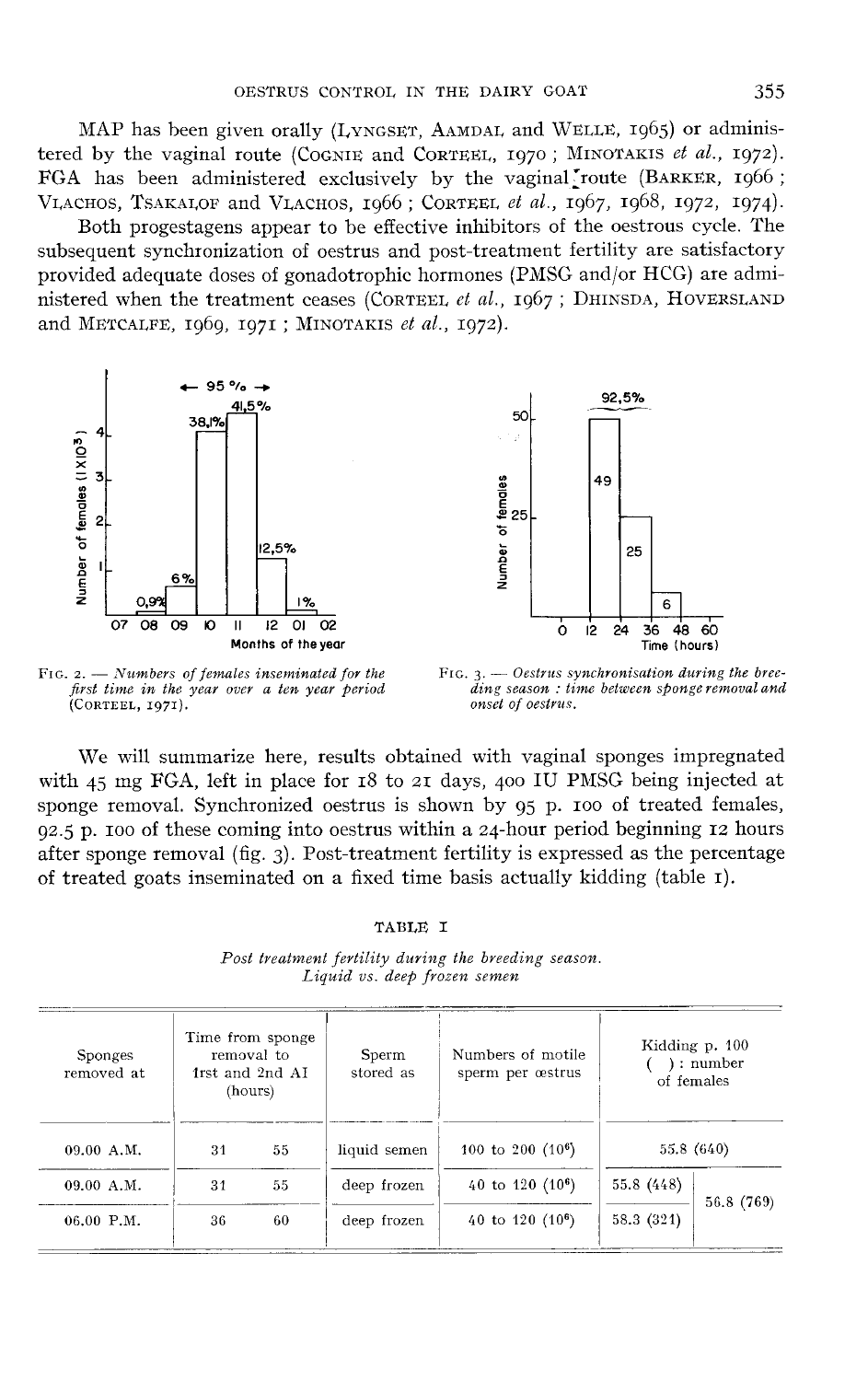MAP has been given orally (LYNGSET, AAMDAL and WELLE, 1965) or administered by the vaginal route (COGNIE and CORTEEL, 1970 ; MINOTAKIS *et al.*, 1972). FGA has been administered exclusively by the vaginal route (BARKER, 1966 ; VLACHOS, TSAKALOF and VLACHOS, 1966 ; CORTEEL *et al.*, 1967, 1968, 1972, 1974).

Both progestagens appear to be effective inhibitors of the oestrous cycle. The subsequent synchronization of oestrus and post-treatment fertility are satisfactory provided adequate doses of gonadotrophic hormones (PMSG and/or HCG) are administered when the treatment ceases (CORTEEL *et al.*, 1967 ; DHINSDA, HOVERSLAND and METCALFE, 1969, 1971 ; MINOTAKIS *et al.*, 1972).

FIG. 2. — *Numbers of females inseminated for the first time in the year over a ten year period* (CORTEEL, 1971).

FIG. 3. — *Oestrus synchronisation during the breeding season : time between sponge removal and onset of oestrus.*

We will summarize here, results obtained with vaginal sponges impregnated with 45 mg FGA, left in place for 18 to 21 days, 400 IU PMSG being injected at sponge removal. Synchronized oestrus is shown by 95 p. 100 of treated females, 92.5 p. 100 of these coming into oestrus within a 24-hour period beginning 12 hours after sponge removal (fig. 3). Post-treatment fertility is expressed as the percentage of treated goats inseminated on a fixed time basis actually kidding (table 1).

TABLE I

*Post treatment fertility during the breeding season. Liquid vs. deep frozen semen*

| Sponges removed at | Time from sponge removal to 1rst and 2nd AI (hours) | | Sperm stored as | Numbers of motile sperm per œstrus | Kidding p. 100 ( ) : number of females | |
|---|---|---|---|---|---|---|
| 09.00 A.M. | 31 | 55 | liquid semen | 100 to 200 ($10^6$) | 55.8 (640) | |
| 09.00 A.M. | 31 | 55 | deep frozen | 40 to 120 ($10^6$) | 55.8 (448) | 56.8 (769) |
| 06.00 P.M. | 36 | 60 | deep frozen | 40 to 120 ($10^6$) | 58.3 (321) | |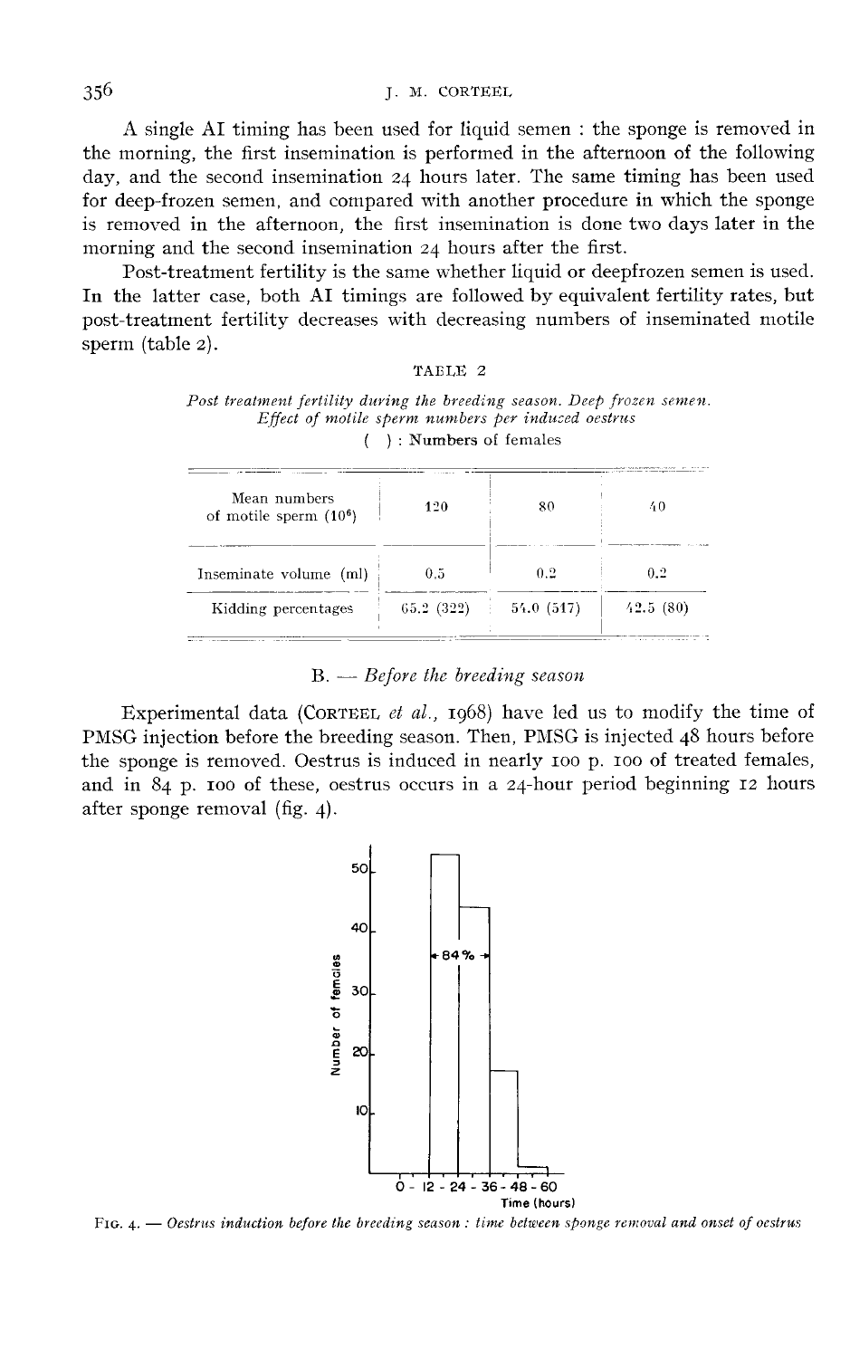A single AI timing has been used for liquid semen : the sponge is removed in the morning, the first insemination is performed in the afternoon of the following day, and the second insemination 24 hours later. The same timing has been used for deep-frozen semen, and compared with another procedure in which the sponge is removed in the afternoon, the first insemination is done two days later in the morning and the second insemination 24 hours after the first.

Post-treatment fertility is the same whether liquid or deepfrozen semen is used. In the latter case, both AI timings are followed by equivalent fertility rates, but post-treatment fertility decreases with decreasing numbers of inseminated motile sperm (table 2).

TABLE 2

*Post treatment fertility during the breeding season. Deep frozen semen. Effect of motile sperm numbers per induced oestrus*

( ) : Numbers of females

| Mean numbers of motile sperm ($10^6$) | 120 | 80 | 40 |
|---|---|---|---|
| Inseminate volume (ml) | 0.5 | 0.2 | 0.2 |
| Kidding percentages | 65.2 (322) | 54.0 (517) | 42.5 (80) |

## B. — *Before the breeding season*

Experimental data (CORTEEL *et al.*, 1968) have led us to modify the time of PMSG injection before the breeding season. Then, PMSG is injected 48 hours before the sponge is removed. Oestrus is induced in nearly 100 p. 100 of treated females, and in 84 p. 100 of these, oestrus occurs in a 24-hour period beginning 12 hours after sponge removal (fig. 4).

FIG. 4. — *Oestrus induction before the breeding season : time between sponge removal and onset of oestrus*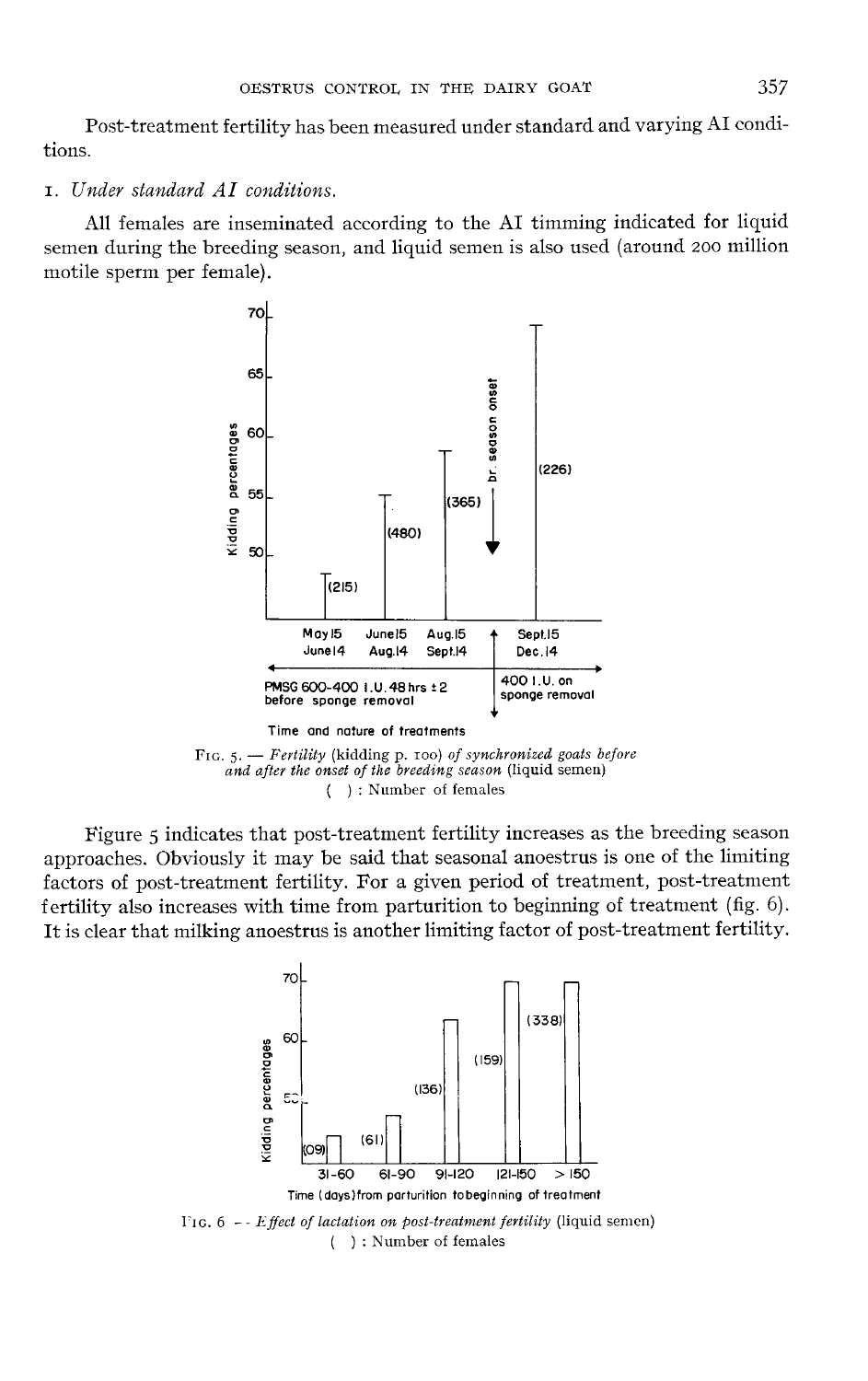Post-treatment fertility has been measured under standard and varying AI conditions.

1. *Under standard AI conditions.*

All females are inseminated according to the AI timming indicated for liquid semen during the breeding season, and liquid semen is also used (around 200 million motile sperm per female).

FIG. 5. — *Fertility* (kidding p. 100) *of synchronized goats before and after the onset of the breeding season* (liquid semen)
( ) : Number of females

Figure 5 indicates that post-treatment fertility increases as the breeding season approaches. Obviously it may be said that seasonal anoestrus is one of the limiting factors of post-treatment fertility. For a given period of treatment, post-treatment fertility also increases with time from parturition to beginning of treatment (fig. 6). It is clear that milking anoestrus is another limiting factor of post-treatment fertility.

FIG. 6 — *Effect of lactation on post-treatment fertility* (liquid semen)
( ) : Number of females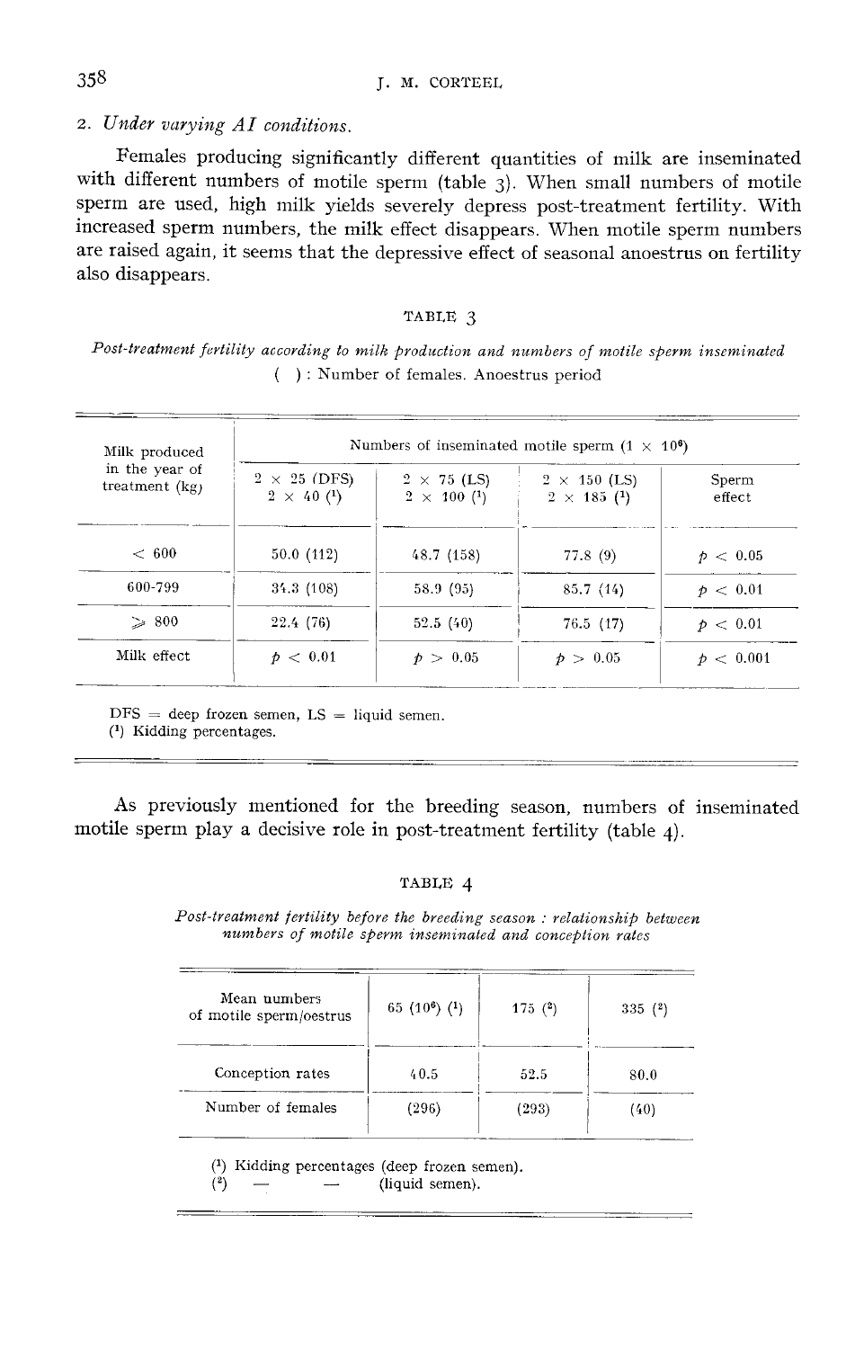*2. Under varying AI conditions.*

Females producing significantly different quantities of milk are inseminated with different numbers of motile sperm (table 3). When small numbers of motile sperm are used, high milk yields severely depress post-treatment fertility. With increased sperm numbers, the milk effect disappears. When motile sperm numbers are raised again, it seems that the depressive effect of seasonal anoestrus on fertility also disappears.

TABLE 3

*Post-treatment fertility according to milk production and numbers of motile sperm inseminated*

( ) : Number of females. Anoestrus period

| Milk produced in the year of treatment (kg) | Numbers of inseminated motile sperm ($1 \times 10^6$) | | | |
|---|---|---|---|---|
| | 2 × 25 (DFS) 2 × 40 [1] | 2 × 75 (LS) 2 × 100 [1] | 2 × 150 (LS) 2 × 185 [1] | Sperm effect |
| < 600 | 50.0 (112) | 48.7 (158) | 77.8 (9) | $p < 0.05$ |
| 600-799 | 34.3 (108) | 58.9 (95) | 85.7 (14) | $p < 0.01$ |
| ⩾ 800 | 22.4 (76) | 52.5 (40) | 76.5 (17) | $p < 0.01$ |
| Milk effect | $p < 0.01$ | $p > 0.05$ | $p > 0.05$ | $p < 0.001$ |

DFS = deep frozen semen, LS = liquid semen.
[1] Kidding percentages.

As previously mentioned for the breeding season, numbers of inseminated motile sperm play a decisive role in post-treatment fertility (table 4).

TABLE 4

*Post-treatment fertility before the breeding season : relationship between numbers of motile sperm inseminated and conception rates*

| Mean numbers of motile sperm/oestrus | 65 ($10^6$) [1] | 175 [2] | 335 [2] |
|---|---|---|---|
| Conception rates | 40.5 | 52.5 | 80.0 |
| Number of females | (296) | (293) | (40) |

[1] Kidding percentages (deep frozen semen).
[2] — — (liquid semen).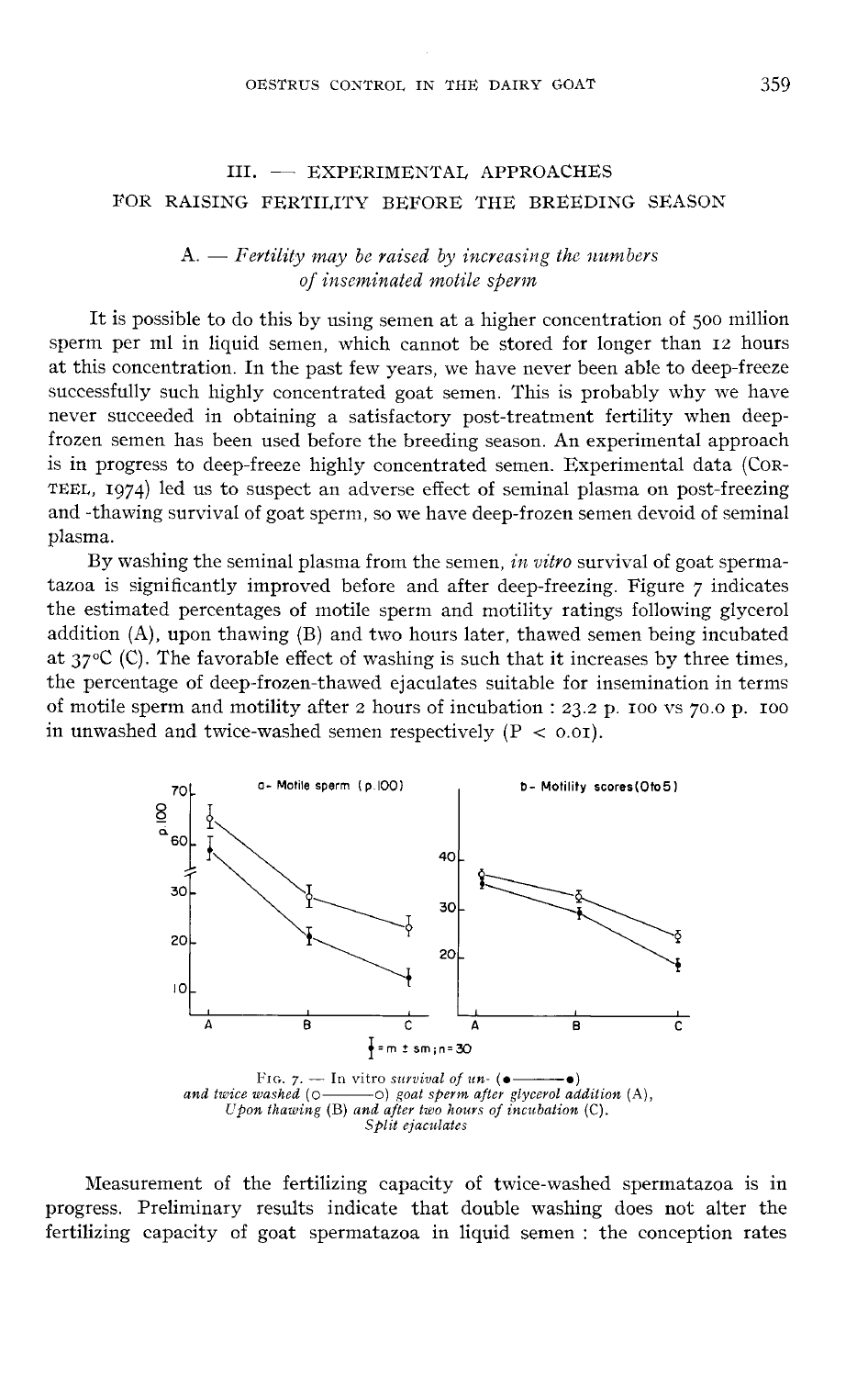## III. — EXPERIMENTAL APPROACHES FOR RAISING FERTILITY BEFORE THE BREEDING SEASON

### A. — *Fertility may be raised by increasing the numbers of inseminated motile sperm*

It is possible to do this by using semen at a higher concentration of 500 million sperm per ml in liquid semen, which cannot be stored for longer than 12 hours at this concentration. In the past few years, we have never been able to deep-freeze successfully such highly concentrated goat semen. This is probably why we have never succeeded in obtaining a satisfactory post-treatment fertility when deep-frozen semen has been used before the breeding season. An experimental approach is in progress to deep-freeze highly concentrated semen. Experimental data (CORTEEL, 1974) led us to suspect an adverse effect of seminal plasma on post-freezing and -thawing survival of goat sperm, so we have deep-frozen semen devoid of seminal plasma.

By washing the seminal plasma from the semen, *in vitro* survival of goat spermatazoa is significantly improved before and after deep-freezing. Figure 7 indicates the estimated percentages of motile sperm and motility ratings following glycerol addition (A), upon thawing (B) and two hours later, thawed semen being incubated at 37°C (C). The favorable effect of washing is such that it increases by three times, the percentage of deep-frozen-thawed ejaculates suitable for insemination in terms of motile sperm and motility after 2 hours of incubation : 23.2 p. 100 vs 70.0 p. 100 in unwashed and twice-washed semen respectively ($P < 0.01$).

FIG. 7. — In vitro *survival of un- (●———●) and twice washed (○———○) goat sperm after glycerol addition* (A), *Upon thawing* (B) *and after two hours of incubation* (C). *Split ejaculates*

Measurement of the fertilizing capacity of twice-washed spermatazoa is in progress. Preliminary results indicate that double washing does not alter the fertilizing capacity of goat spermatazoa in liquid semen : the conception rates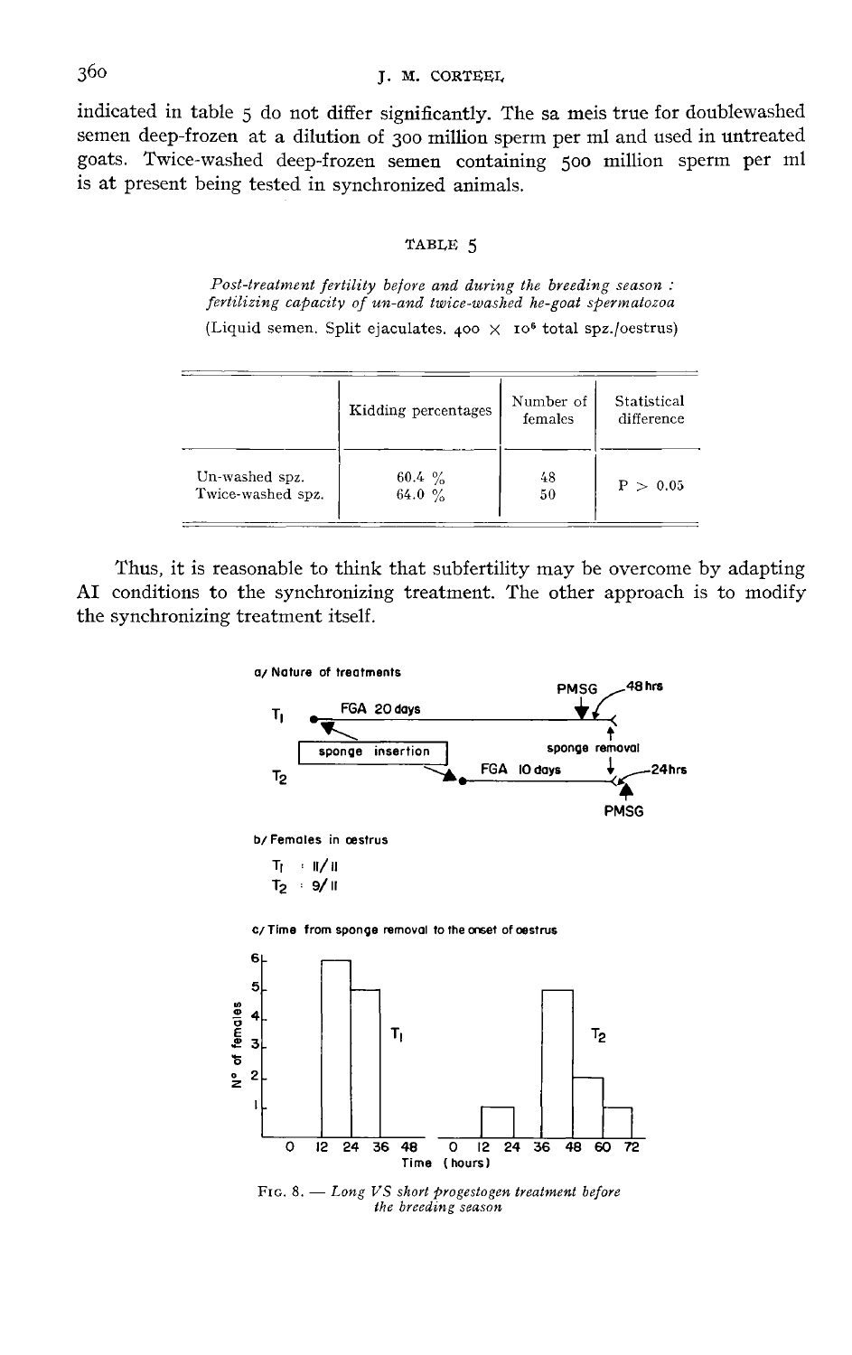indicated in table 5 do not differ significantly. The sa meis true for doublewashed semen deep-frozen at a dilution of 300 million sperm per ml and used in untreated goats. Twice-washed deep-frozen semen containing 500 million sperm per ml is at present being tested in synchronized animals.

TABLE 5

*Post-treatment fertility before and during the breeding season : fertilizing capacity of un-and twice-washed he-goat spermatozoa*

(Liquid semen. Split ejaculates. $400 \times 10^6$ total spz./oestrus)

| | Kidding percentages | Number of females | Statistical difference |
|---|---|---|---|
| Un-washed spz. | 60.4 % | 48 | $P > 0.05$ |
| Twice-washed spz. | 64.0 % | 50 | |

Thus, it is reasonable to think that subfertility may be overcome by adapting AI conditions to the synchronizing treatment. The other approach is to modify the synchronizing treatment itself.

a/ Nature of treatments

T1: sponge insertion — FGA 20 days — sponge removal — PMSG — 48 hrs

T2: sponge insertion — FGA 10 days — sponge removal — PMSG — 24hrs

b/ Females in oestrus

T1 : 11/11
T2 : 9/11

c/ Time from sponge removal to the onset of oestrus

FIG. 8. — *Long VS short progestogen treatment before the breeding season*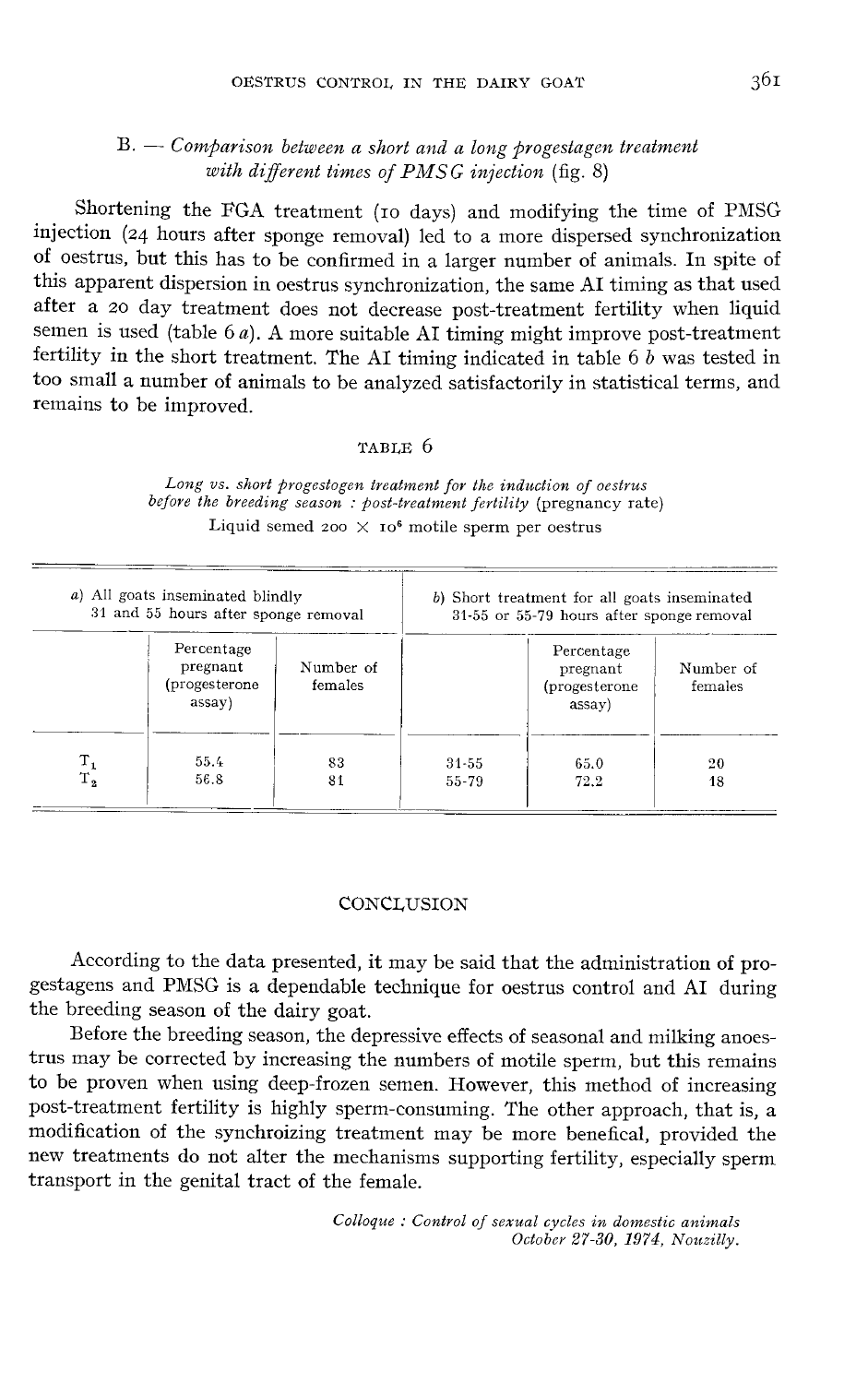### B. — *Comparison between a short and a long progestagen treatment with different times of PMSG injection* (fig. 8)

Shortening the FGA treatment (10 days) and modifying the time of PMSG injection (24 hours after sponge removal) led to a more dispersed synchronization of oestrus, but this has to be confirmed in a larger number of animals. In spite of this apparent dispersion in oestrus synchronization, the same AI timing as that used after a 20 day treatment does not decrease post-treatment fertility when liquid semen is used (table 6 *a*). A more suitable AI timing might improve post-treatment fertility in the short treatment. The AI timing indicated in table 6 *b* was tested in too small a number of animals to be analyzed satisfactorily in statistical terms, and remains to be improved.

TABLE 6

*Long vs. short progestogen treatment for the induction of oestrus before the breeding season : post-treatment fertility* (pregnancy rate)

Liquid semed $200 \times 10^6$ motile sperm per oestrus

| *a*) All goats inseminated blindly 31 and 55 hours after sponge removal | | | *b*) Short treatment for all goats inseminated 31-55 or 55-79 hours after sponge removal | | |
|---|---|---|---|---|---|
| | Percentage pregnant (progesterone assay) | Number of females | | Percentage pregnant (progesterone assay) | Number of females |
| $T_1$ | 55.4 | 83 | 31-55 | 65.0 | 20 |
| $T_2$ | 56.8 | 81 | 55-79 | 72.2 | 18 |

## CONCLUSION

According to the data presented, it may be said that the administration of progestagens and PMSG is a dependable technique for oestrus control and AI during the breeding season of the dairy goat.

Before the breeding season, the depressive effects of seasonal and milking anoestrus may be corrected by increasing the numbers of motile sperm, but this remains to be proven when using deep-frozen semen. However, this method of increasing post-treatment fertility is highly sperm-consuming. The other approach, that is, a modification of the synchroizing treatment may be more benefical, provided the new treatments do not alter the mechanisms supporting fertility, especially sperm transport in the genital tract of the female.

*Colloque : Control of sexual cycles in domestic animals*
*October 27-30, 1974, Nouzilly.*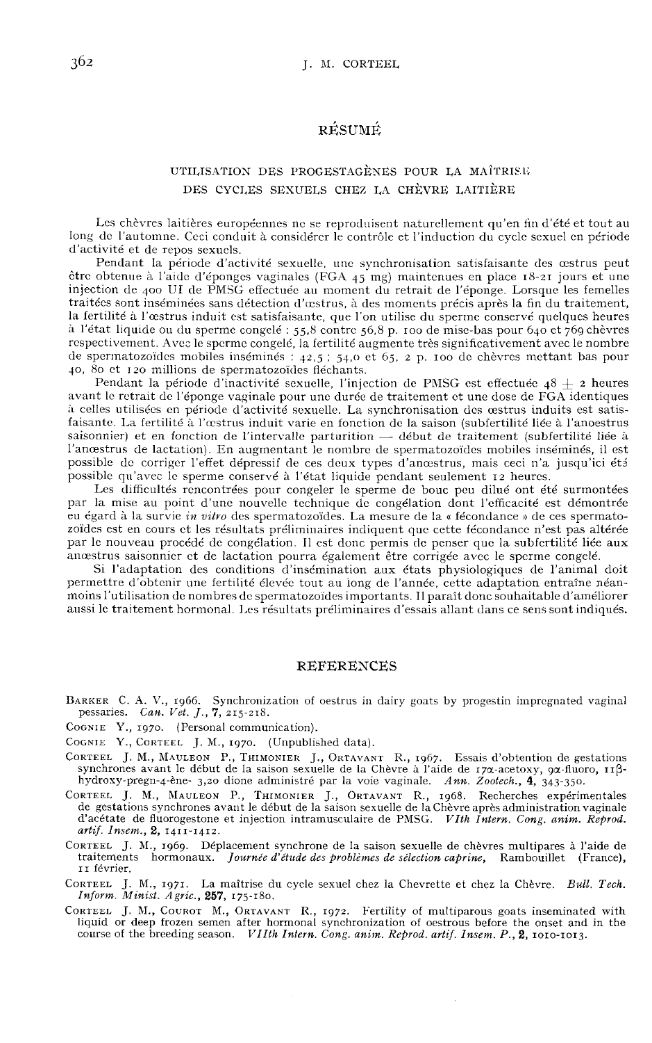## RÉSUMÉ

### UTILISATION DES PROGESTAGÈNES POUR LA MAÎTRISE DES CYCLES SEXUELS CHEZ LA CHÈVRE LAITIÈRE

Les chèvres laitières européennes ne se reproduisent naturellement qu'en fin d'été et tout au long de l'automne. Ceci conduit à considérer le contrôle et l'induction du cycle sexuel en période d'activité et de repos sexuels.

Pendant la période d'activité sexuelle, une synchronisation satisfaisante des œstrus peut être obtenue à l'aide d'éponges vaginales (FGA 45 mg) maintenues en place 18-21 jours et une injection de 400 UI de PMSG effectuée au moment du retrait de l'éponge. Lorsque les femelles traitées sont inséminées sans détection d'œstrus, à des moments précis après la fin du traitement, la fertilité à l'œstrus induit est satisfaisante, que l'on utilise du sperme conservé quelques heures à l'état liquide ou du sperme congelé : 55,8 contre 56,8 p. 100 de mise-bas pour 640 et 769 chèvres respectivement. Avec le sperme congelé, la fertilité augmente très significativement avec le nombre de spermatozoïdes mobiles inséminés : 42,5 ; 54,0 et 65, 2 p. 100 de chèvres mettant bas pour 40, 80 et 120 millions de spermatozoïdes fléchants.

Pendant la période d'inactivité sexuelle, l'injection de PMSG est effectuée 48 $\pm$ 2 heures avant le retrait de l'éponge vaginale pour une durée de traitement et une dose de FGA identiques à celles utilisées en période d'activité sexuelle. La synchronisation des œstrus induits est satisfaisante. La fertilité à l'œstrus induit varie en fonction de la saison (subfertilité liée à l'anoestrus saisonnier) et en fonction de l'intervalle parturition — début de traitement (subfertilité liée à l'anœstrus de lactation). En augmentant le nombre de spermatozoïdes mobiles inséminés, il est possible de corriger l'effet dépressif de ces deux types d'anœstrus, mais ceci n'a jusqu'ici été possible qu'avec le sperme conservé à l'état liquide pendant seulement 12 heures.

Les difficultés rencontrées pour congeler le sperme de bouc peu dilué ont été surmontées par la mise au point d'une nouvelle technique de congélation dont l'efficacité est démontrée eu égard à la survie *in vitro* des spermatozoïdes. La mesure de la « fécondance » de ces spermatozoïdes est en cours et les résultats préliminaires indiquent que cette fécondance n'est pas altérée par le nouveau procédé de congélation. Il est donc permis de penser que la subfertilité liée aux anœstrus saisonnier et de lactation pourra également être corrigée avec le sperme congelé.

Si l'adaptation des conditions d'insémination aux états physiologiques de l'animal doit permettre d'obtenir une fertilité élevée tout au long de l'année, cette adaptation entraîne néanmoins l'utilisation de nombres de spermatozoïdes importants. Il paraît donc souhaitable d'améliorer aussi le traitement hormonal. Les résultats préliminaires d'essais allant dans ce sens sont indiqués.

## REFERENCES

BARKER C. A. V., 1966. Synchronization of oestrus in dairy goats by progestin impregnated vaginal pessaries. *Can. Vet. J.*, **7**, 215-218.

COGNIE Y., 1970. (Personal communication).

COGNIE Y., CORTEEL J. M., 1970. (Unpublished data).

CORTEEL J. M., MAULEON P., THIMONIER J., ORTAVANT R., 1967. Essais d'obtention de gestations synchrones avant le début de la saison sexuelle de la Chèvre à l'aide de 17α-acetoxy, 9α-fluoro, 11β-hydroxy-pregn-4-ène- 3,20 dione administré par la voie vaginale. *Ann. Zootech.*, **4**, 343-350.

CORTEEL J. M., MAULEON P., THIMONIER J., ORTAVANT R., 1968. Recherches expérimentales de gestations synchrones avant le début de la saison sexuelle de la Chèvre après administration vaginale d'acétate de fluorogestone et injection intramusculaire de PMSG. *VIth Intern. Cong. anim. Reprod. artif. Insem.*, **2**, 1411-1412.

CORTEEL J. M., 1969. Déplacement synchrone de la saison sexuelle de chèvres multipares à l'aide de traitements hormonaux. *Journée d'étude des problèmes de sélection caprine*, Rambouillet (France), 11 février.

CORTEEL J. M., 1971. La maîtrise du cycle sexuel chez la Chevrette et chez la Chèvre. *Bull. Tech. Inform. Minist. Agric.*, **257**, 175-180.

CORTEEL J. M., COUROT M., ORTAVANT R., 1972. Fertility of multiparous goats inseminated with liquid or deep frozen semen after hormonal synchronization of oestrous before the onset and in the course of the breeding season. *VIIth Intern. Cong. anim. Reprod. artif. Insem. P.*, **2**, 1010-1013.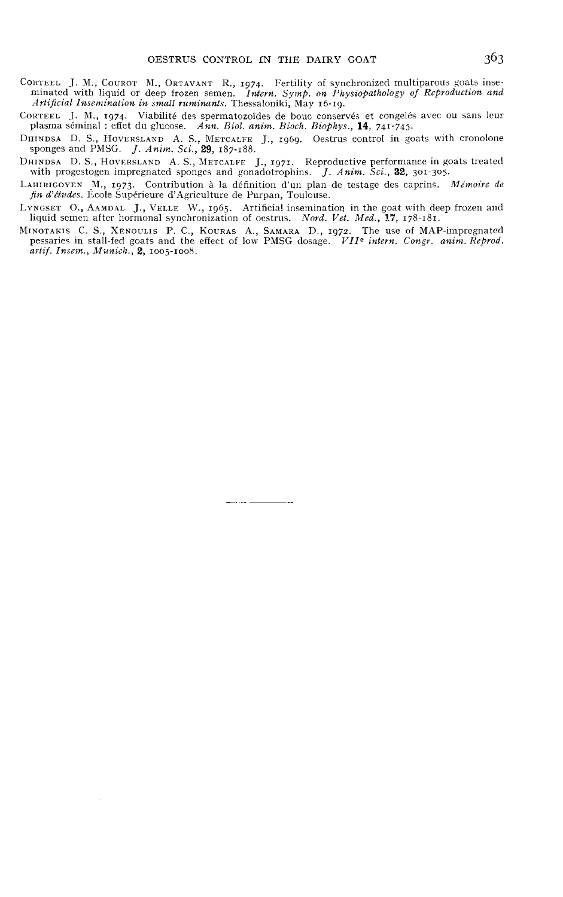CORTEEL J. M., COUROT M., ORTAVANT R., 1974. Fertility of synchronized multiparous goats inseminated with liquid or deep frozen semen. *Intern. Symp. on Physiopathology of Reproduction and Artificial Insemination in small ruminants.* Thessaloniki, May 16-19.

CORTEEL J. M., 1974. Viabilité des spermatozoïdes de bouc conservés et congelés avec ou sans leur plasma séminal : effet du glucose. *Ann. Biol. anim. Bioch. Biophys.*, **14**, 741-745.

DHINDSA D. S., HOVERSLAND A. S., METCALFE J., 1969. Oestrus control in goats with cronolone sponges and PMSG. *J. Anim. Sci.*, **29**, 187-188.

DHINDSA D. S., HOVERSLAND A. S., METCALFE J., 1971. Reproductive performance in goats treated with progestogen impregnated sponges and gonadotrophins. *J. Anim. Sci.*, **32**, 301-305.

LAHIRIGOYEN M., 1973. Contribution à la définition d'un plan de testage des caprins. *Mémoire de fin d'études.* École Supérieure d'Agriculture de Purpan, Toulouse.

LYNGSET O., AAMDAL J., VELLE W., 1965. Artificial insemination in the goat with deep frozen and liquid semen after hormonal synchronization of oestrus. *Nord. Vet. Med.*, **17**, 178-181.

MINOTAKIS C. S., XENOULIS P. C., KOURAS A., SAMARA D., 1972. The use of MAP-impregnated pessaries in stall-fed goats and the effect of low PMSG dosage. *VII<sup>e</sup> intern. Congr. anim. Reprod. artif. Insem., Munich.*, **2**, 1005-1008.